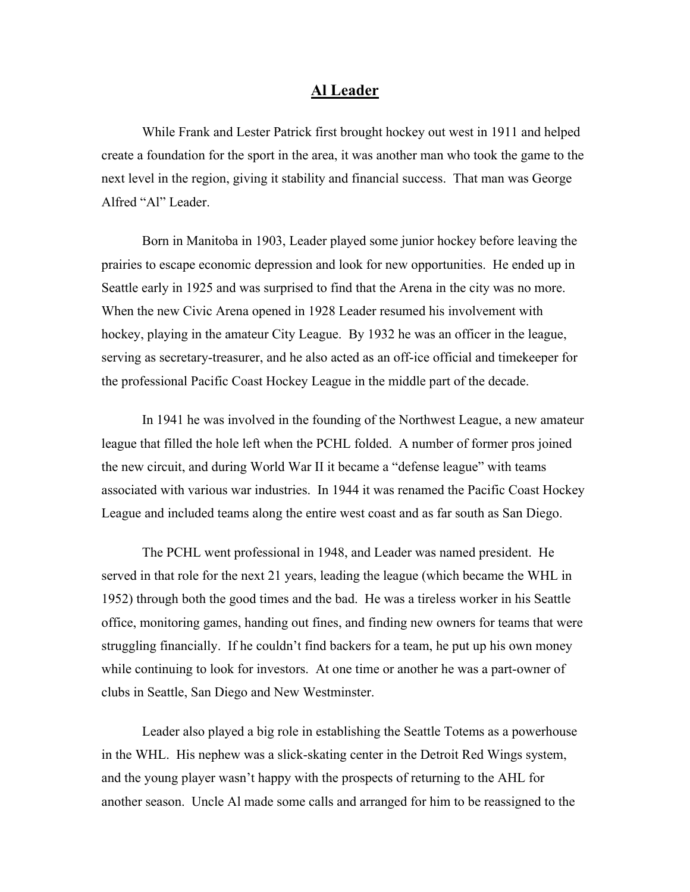# Al Leader

While Frank and Lester Patrick first brought hockey out west in 1911 and helped create a foundation for the sport in the area, it was another man who took the game to the next level in the region, giving it stability and financial success. That man was George Alfred "Al" Leader.

Born in Manitoba in 1903, Leader played some junior hockey before leaving the prairies to escape economic depression and look for new opportunities. He ended up in Seattle early in 1925 and was surprised to find that the Arena in the city was no more. When the new Civic Arena opened in 1928 Leader resumed his involvement with hockey, playing in the amateur City League. By 1932 he was an officer in the league, serving as secretary-treasurer, and he also acted as an off-ice official and timekeeper for the professional Pacific Coast Hockey League in the middle part of the decade.

In 1941 he was involved in the founding of the Northwest League, a new amateur league that filled the hole left when the PCHL folded. A number of former pros joined the new circuit, and during World War II it became a "defense league" with teams associated with various war industries. In 1944 it was renamed the Pacific Coast Hockey League and included teams along the entire west coast and as far south as San Diego.

The PCHL went professional in 1948, and Leader was named president. He served in that role for the next 21 years, leading the league (which became the WHL in 1952) through both the good times and the bad. He was a tireless worker in his Seattle office, monitoring games, handing out fines, and finding new owners for teams that were struggling financially. If he couldn't find backers for a team, he put up his own money while continuing to look for investors. At one time or another he was a part-owner of clubs in Seattle, San Diego and New Westminster.

Leader also played a big role in establishing the Seattle Totems as a powerhouse in the WHL. His nephew was a slick-skating center in the Detroit Red Wings system, and the young player wasn't happy with the prospects of returning to the AHL for another season. Uncle Al made some calls and arranged for him to be reassigned to the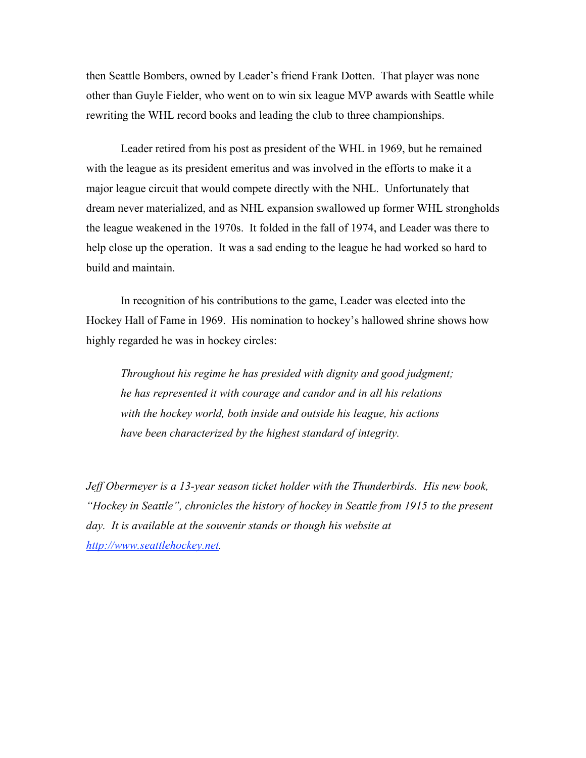then Seattle Bombers, owned by Leader's friend Frank Dotten. That player was none other than Guyle Fielder, who went on to win six league MVP awards with Seattle while rewriting the WHL record books and leading the club to three championships.

Leader retired from his post as president of the WHL in 1969, but he remained with the league as its president emeritus and was involved in the efforts to make it a major league circuit that would compete directly with the NHL. Unfortunately that dream never materialized, and as NHL expansion swallowed up former WHL strongholds the league weakened in the 1970s. It folded in the fall of 1974, and Leader was there to help close up the operation. It was a sad ending to the league he had worked so hard to build and maintain.

In recognition of his contributions to the game, Leader was elected into the Hockey Hall of Fame in 1969. His nomination to hockey's hallowed shrine shows how highly regarded he was in hockey circles:

> *Throughout his regime he has presided with dignity and good judgment; he has represented it with courage and candor and in all his relations with the hockey world, both inside and outside his league, his actions have been characterized by the highest standard of integrity.*

*Jeff Obermeyer is a 13-year season ticket holder with the Thunderbirds. His new book, "Hockey in Seattle", chronicles the history of hockey in Seattle from 1915 to the present day. It is available at the souvenir stands or though his website at [http://www.seattlehockey.net](http://www.seattlehockey.net).*